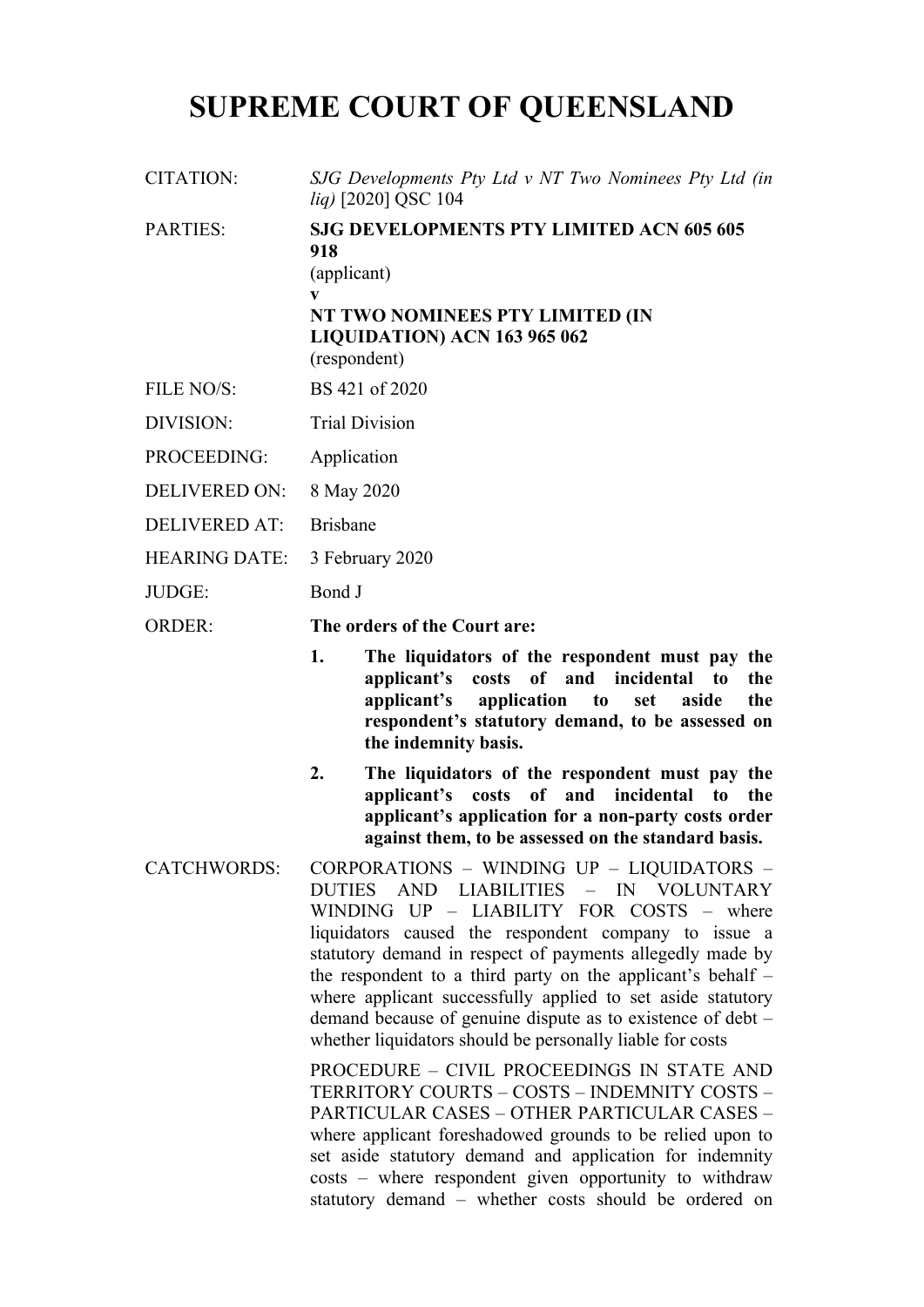# SUPREME COURT OF QUEENSLAND

| | |
|---|---|
| CITATION: | *SJG Developments Pty Ltd v NT Two Nominees Pty Ltd (in liq)* [2020] QSC 104 |
| PARTIES: | **SJG DEVELOPMENTS PTY LIMITED ACN 605 605 918**<br>(applicant)<br>**v**<br>**NT TWO NOMINEES PTY LIMITED (IN LIQUIDATION) ACN 163 965 062**<br>(respondent) |
| FILE NO/S: | BS 421 of 2020 |
| DIVISION: | Trial Division |
| PROCEEDING: | Application |
| DELIVERED ON: | 8 May 2020 |
| DELIVERED AT: | Brisbane |
| HEARING DATE: | 3 February 2020 |
| JUDGE: | Bond J |
| ORDER: | **The orders of the Court are:**<br>**1. The liquidators of the respondent must pay the applicant's costs of and incidental to the applicant's application to set aside the respondent's statutory demand, to be assessed on the indemnity basis.**<br>**2. The liquidators of the respondent must pay the applicant's costs of and incidental to the applicant's application for a non-party costs order against them, to be assessed on the standard basis.** |
| CATCHWORDS: | CORPORATIONS – WINDING UP – LIQUIDATORS – DUTIES AND LIABILITIES – IN VOLUNTARY WINDING UP – LIABILITY FOR COSTS – where liquidators caused the respondent company to issue a statutory demand in respect of payments allegedly made by the respondent to a third party on the applicant's behalf – where applicant successfully applied to set aside statutory demand because of genuine dispute as to existence of debt – whether liquidators should be personally liable for costs<br><br>PROCEDURE – CIVIL PROCEEDINGS IN STATE AND TERRITORY COURTS – COSTS – INDEMNITY COSTS – PARTICULAR CASES – OTHER PARTICULAR CASES – where applicant foreshadowed grounds to be relied upon to set aside statutory demand and application for indemnity costs – where respondent given opportunity to withdraw statutory demand – whether costs should be ordered on |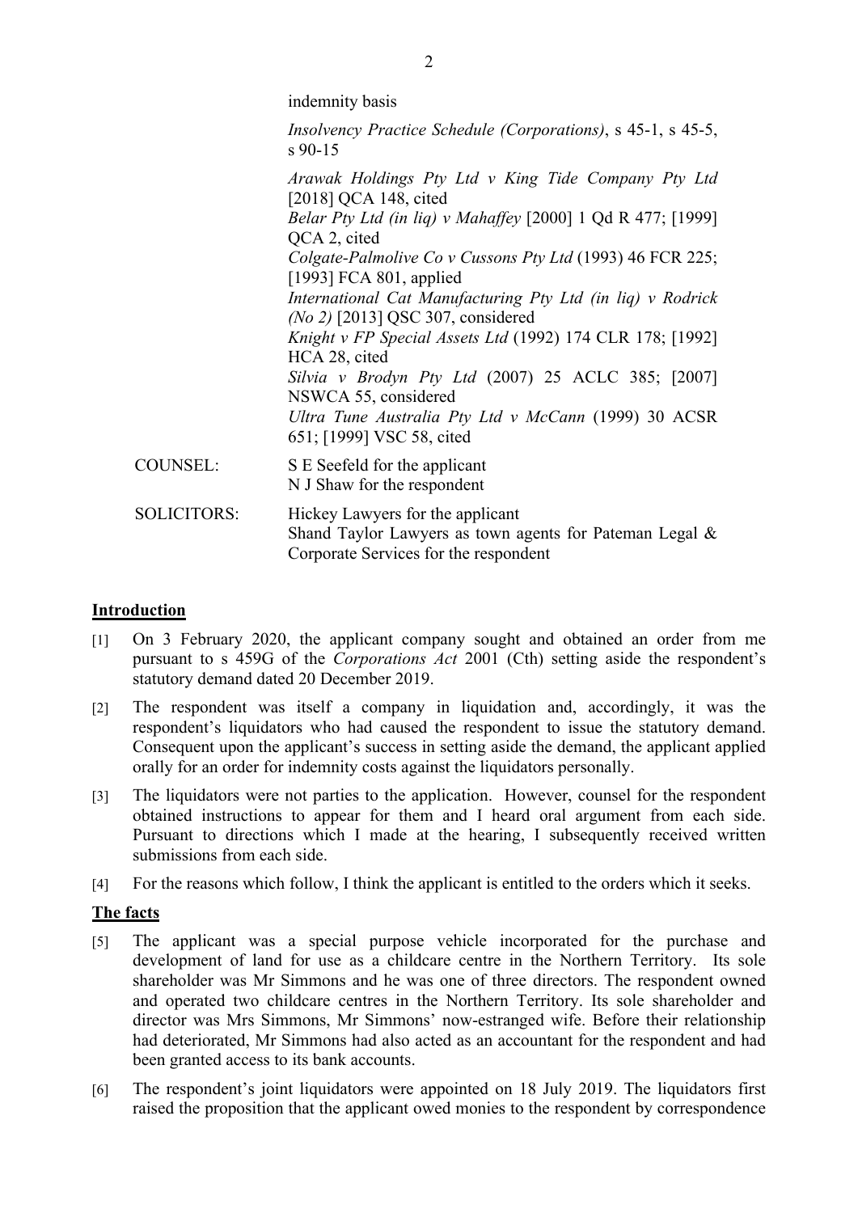indemnity basis

*Insolvency Practice Schedule (Corporations)*, s 45-1, s 45-5, s 90-15

*Arawak Holdings Pty Ltd v King Tide Company Pty Ltd* [2018] QCA 148, cited
*Belar Pty Ltd (in liq) v Mahaffey* [2000] 1 Qd R 477; [1999] QCA 2, cited
*Colgate-Palmolive Co v Cussons Pty Ltd* (1993) 46 FCR 225; [1993] FCA 801, applied
*International Cat Manufacturing Pty Ltd (in liq) v Rodrick (No 2)* [2013] QSC 307, considered
*Knight v FP Special Assets Ltd* (1992) 174 CLR 178; [1992] HCA 28, cited
*Silvia v Brodyn Pty Ltd* (2007) 25 ACLC 385; [2007] NSWCA 55, considered
*Ultra Tune Australia Pty Ltd v McCann* (1999) 30 ACSR 651; [1999] VSC 58, cited

COUNSEL: S E Seefeld for the applicant
N J Shaw for the respondent

SOLICITORS: Hickey Lawyers for the applicant
Shand Taylor Lawyers as town agents for Pateman Legal & Corporate Services for the respondent

## Introduction

[1] On 3 February 2020, the applicant company sought and obtained an order from me pursuant to s 459G of the *Corporations Act* 2001 (Cth) setting aside the respondent's statutory demand dated 20 December 2019.

[2] The respondent was itself a company in liquidation and, accordingly, it was the respondent's liquidators who had caused the respondent to issue the statutory demand. Consequent upon the applicant's success in setting aside the demand, the applicant applied orally for an order for indemnity costs against the liquidators personally.

[3] The liquidators were not parties to the application. However, counsel for the respondent obtained instructions to appear for them and I heard oral argument from each side. Pursuant to directions which I made at the hearing, I subsequently received written submissions from each side.

[4] For the reasons which follow, I think the applicant is entitled to the orders which it seeks.

## The facts

[5] The applicant was a special purpose vehicle incorporated for the purchase and development of land for use as a childcare centre in the Northern Territory. Its sole shareholder was Mr Simmons and he was one of three directors. The respondent owned and operated two childcare centres in the Northern Territory. Its sole shareholder and director was Mrs Simmons, Mr Simmons' now-estranged wife. Before their relationship had deteriorated, Mr Simmons had also acted as an accountant for the respondent and had been granted access to its bank accounts.

[6] The respondent's joint liquidators were appointed on 18 July 2019. The liquidators first raised the proposition that the applicant owed monies to the respondent by correspondence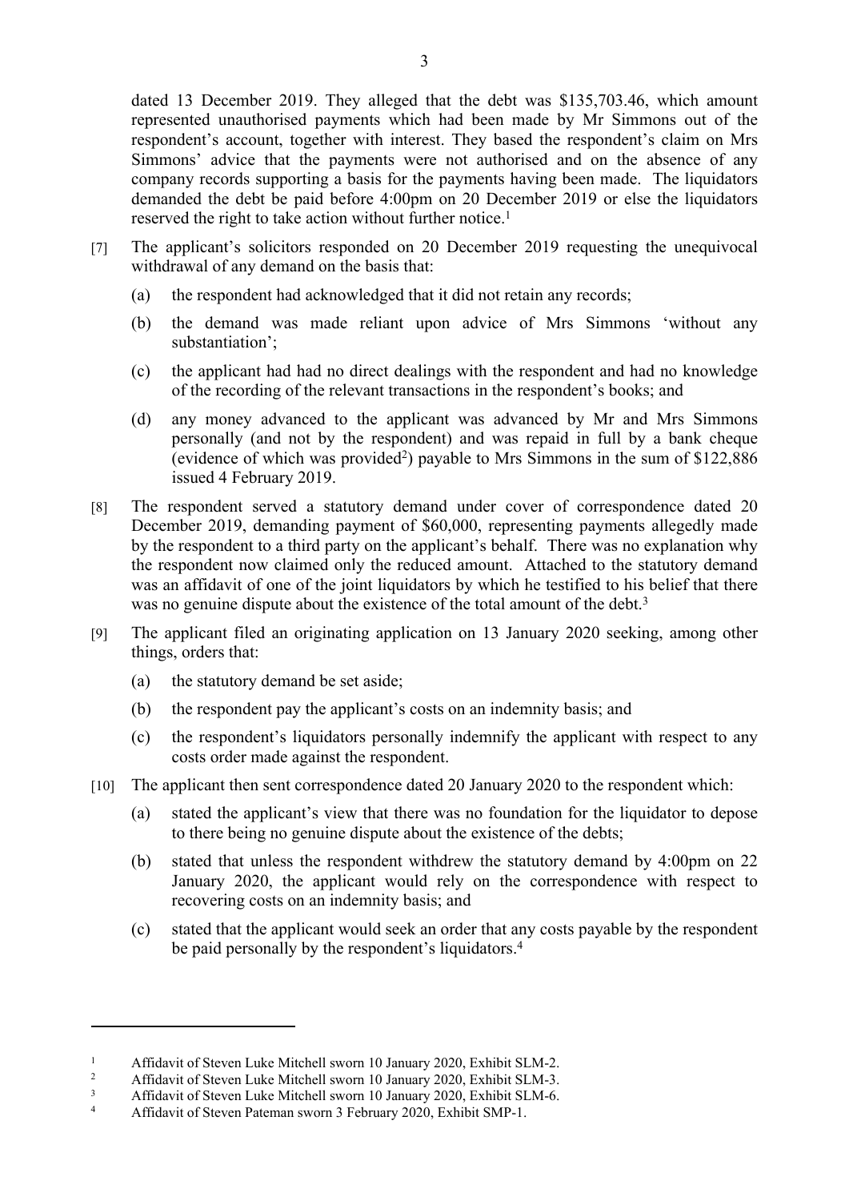dated 13 December 2019. They alleged that the debt was $135,703.46, which amount represented unauthorised payments which had been made by Mr Simmons out of the respondent's account, together with interest. They based the respondent's claim on Mrs Simmons' advice that the payments were not authorised and on the absence of any company records supporting a basis for the payments having been made. The liquidators demanded the debt be paid before 4:00pm on 20 December 2019 or else the liquidators reserved the right to take action without further notice.[1]

[7] The applicant's solicitors responded on 20 December 2019 requesting the unequivocal withdrawal of any demand on the basis that:

(a) the respondent had acknowledged that it did not retain any records;

(b) the demand was made reliant upon advice of Mrs Simmons 'without any substantiation';

(c) the applicant had had no direct dealings with the respondent and had no knowledge of the recording of the relevant transactions in the respondent's books; and

(d) any money advanced to the applicant was advanced by Mr and Mrs Simmons personally (and not by the respondent) and was repaid in full by a bank cheque (evidence of which was provided[2]) payable to Mrs Simmons in the sum of $122,886 issued 4 February 2019.

[8] The respondent served a statutory demand under cover of correspondence dated 20 December 2019, demanding payment of $60,000, representing payments allegedly made by the respondent to a third party on the applicant's behalf. There was no explanation why the respondent now claimed only the reduced amount. Attached to the statutory demand was an affidavit of one of the joint liquidators by which he testified to his belief that there was no genuine dispute about the existence of the total amount of the debt.[3]

[9] The applicant filed an originating application on 13 January 2020 seeking, among other things, orders that:

(a) the statutory demand be set aside;

(b) the respondent pay the applicant's costs on an indemnity basis; and

(c) the respondent's liquidators personally indemnify the applicant with respect to any costs order made against the respondent.

[10] The applicant then sent correspondence dated 20 January 2020 to the respondent which:

(a) stated the applicant's view that there was no foundation for the liquidator to depose to there being no genuine dispute about the existence of the debts;

(b) stated that unless the respondent withdrew the statutory demand by 4:00pm on 22 January 2020, the applicant would rely on the correspondence with respect to recovering costs on an indemnity basis; and

(c) stated that the applicant would seek an order that any costs payable by the respondent be paid personally by the respondent's liquidators.[4]

---

[1] Affidavit of Steven Luke Mitchell sworn 10 January 2020, Exhibit SLM-2.

[2] Affidavit of Steven Luke Mitchell sworn 10 January 2020, Exhibit SLM-3.

[3] Affidavit of Steven Luke Mitchell sworn 10 January 2020, Exhibit SLM-6.

[4] Affidavit of Steven Pateman sworn 3 February 2020, Exhibit SMP-1.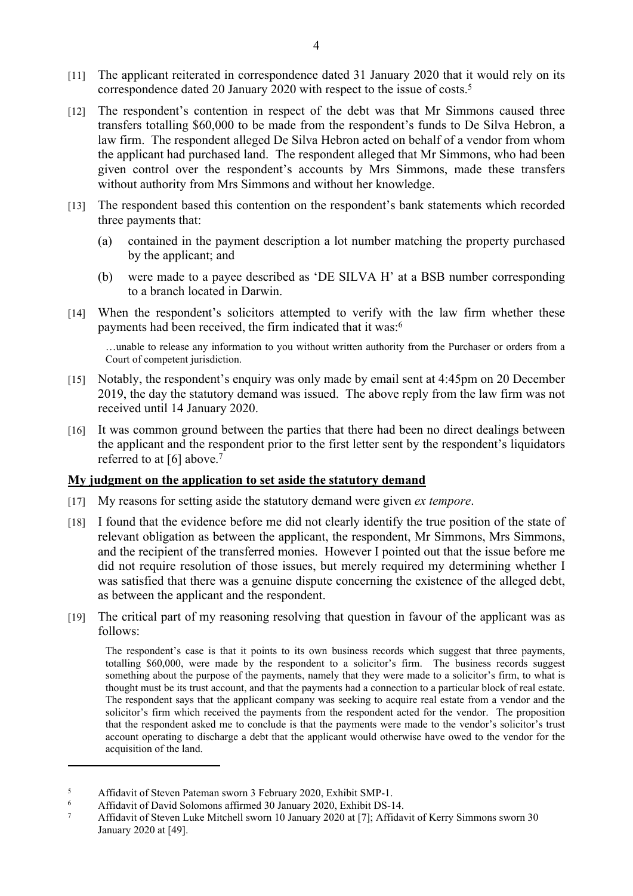[11] The applicant reiterated in correspondence dated 31 January 2020 that it would rely on its correspondence dated 20 January 2020 with respect to the issue of costs.[5]

[12] The respondent's contention in respect of the debt was that Mr Simmons caused three transfers totalling $60,000 to be made from the respondent's funds to De Silva Hebron, a law firm. The respondent alleged De Silva Hebron acted on behalf of a vendor from whom the applicant had purchased land. The respondent alleged that Mr Simmons, who had been given control over the respondent's accounts by Mrs Simmons, made these transfers without authority from Mrs Simmons and without her knowledge.

[13] The respondent based this contention on the respondent's bank statements which recorded three payments that:

(a) contained in the payment description a lot number matching the property purchased by the applicant; and

(b) were made to a payee described as 'DE SILVA H' at a BSB number corresponding to a branch located in Darwin.

[14] When the respondent's solicitors attempted to verify with the law firm whether these payments had been received, the firm indicated that it was:[6]

> …unable to release any information to you without written authority from the Purchaser or orders from a Court of competent jurisdiction.

[15] Notably, the respondent's enquiry was only made by email sent at 4:45pm on 20 December 2019, the day the statutory demand was issued. The above reply from the law firm was not received until 14 January 2020.

[16] It was common ground between the parties that there had been no direct dealings between the applicant and the respondent prior to the first letter sent by the respondent's liquidators referred to at [6] above.[7]

## My judgment on the application to set aside the statutory demand

[17] My reasons for setting aside the statutory demand were given *ex tempore*.

[18] I found that the evidence before me did not clearly identify the true position of the state of relevant obligation as between the applicant, the respondent, Mr Simmons, Mrs Simmons, and the recipient of the transferred monies. However I pointed out that the issue before me did not require resolution of those issues, but merely required my determining whether I was satisfied that there was a genuine dispute concerning the existence of the alleged debt, as between the applicant and the respondent.

[19] The critical part of my reasoning resolving that question in favour of the applicant was as follows:

> The respondent's case is that it points to its own business records which suggest that three payments, totalling $60,000, were made by the respondent to a solicitor's firm. The business records suggest something about the purpose of the payments, namely that they were made to a solicitor's firm, to what is thought must be its trust account, and that the payments had a connection to a particular block of real estate. The respondent says that the applicant company was seeking to acquire real estate from a vendor and the solicitor's firm which received the payments from the respondent acted for the vendor. The proposition that the respondent asked me to conclude is that the payments were made to the vendor's solicitor's trust account operating to discharge a debt that the applicant would otherwise have owed to the vendor for the acquisition of the land.

---

[5] Affidavit of Steven Pateman sworn 3 February 2020, Exhibit SMP-1.

[6] Affidavit of David Solomons affirmed 30 January 2020, Exhibit DS-14.

[7] Affidavit of Steven Luke Mitchell sworn 10 January 2020 at [7]; Affidavit of Kerry Simmons sworn 30 January 2020 at [49].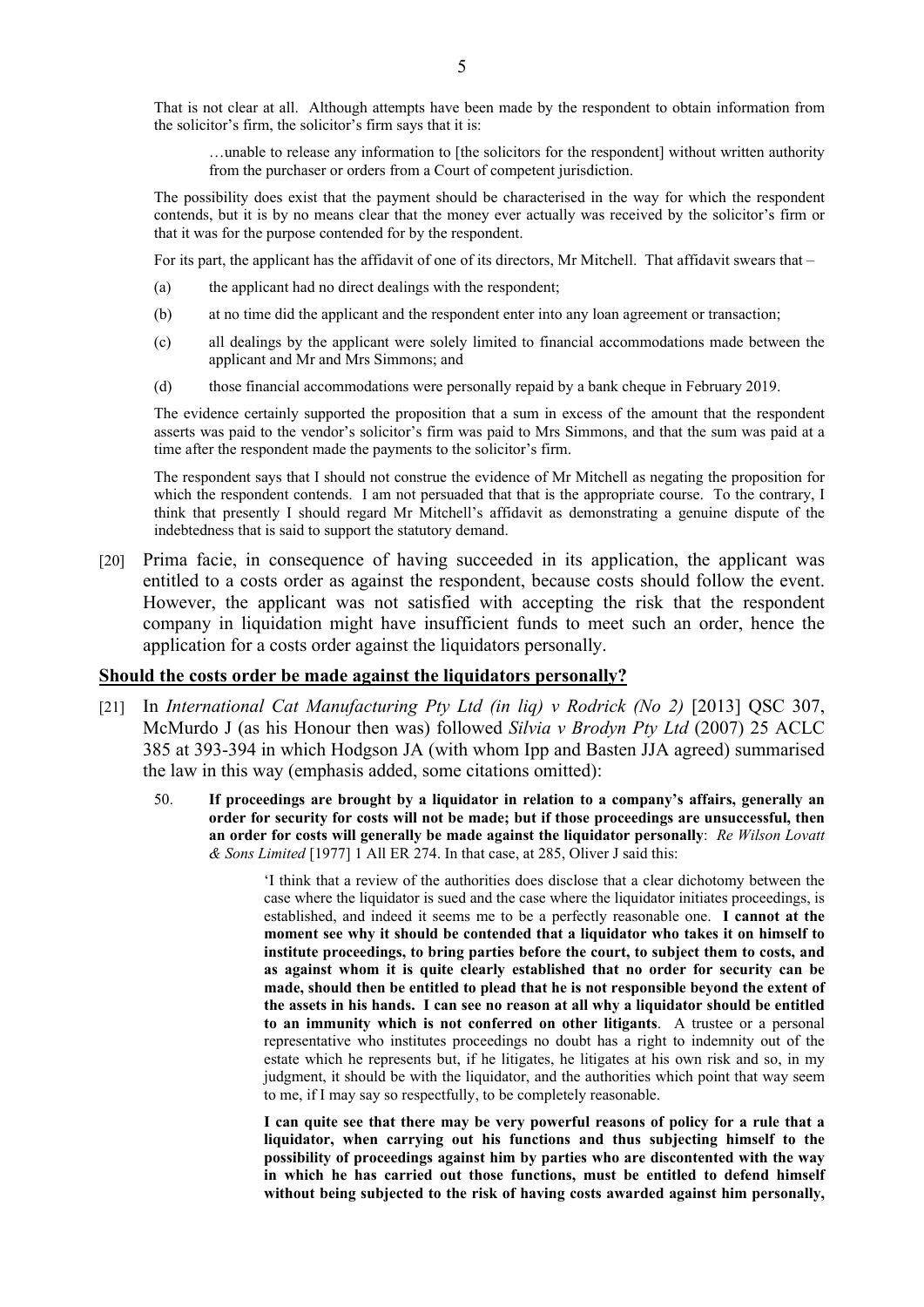That is not clear at all. Although attempts have been made by the respondent to obtain information from the solicitor's firm, the solicitor's firm says that it is:

> …unable to release any information to [the solicitors for the respondent] without written authority from the purchaser or orders from a Court of competent jurisdiction.

The possibility does exist that the payment should be characterised in the way for which the respondent contends, but it is by no means clear that the money ever actually was received by the solicitor's firm or that it was for the purpose contended for by the respondent.

For its part, the applicant has the affidavit of one of its directors, Mr Mitchell. That affidavit swears that –

(a) the applicant had no direct dealings with the respondent;

(b) at no time did the applicant and the respondent enter into any loan agreement or transaction;

(c) all dealings by the applicant were solely limited to financial accommodations made between the applicant and Mr and Mrs Simmons; and

(d) those financial accommodations were personally repaid by a bank cheque in February 2019.

The evidence certainly supported the proposition that a sum in excess of the amount that the respondent asserts was paid to the vendor's solicitor's firm was paid to Mrs Simmons, and that the sum was paid at a time after the respondent made the payments to the solicitor's firm.

The respondent says that I should not construe the evidence of Mr Mitchell as negating the proposition for which the respondent contends. I am not persuaded that that is the appropriate course. To the contrary, I think that presently I should regard Mr Mitchell's affidavit as demonstrating a genuine dispute of the indebtedness that is said to support the statutory demand.

[20] Prima facie, in consequence of having succeeded in its application, the applicant was entitled to a costs order as against the respondent, because costs should follow the event. However, the applicant was not satisfied with accepting the risk that the respondent company in liquidation might have insufficient funds to meet such an order, hence the application for a costs order against the liquidators personally.

## Should the costs order be made against the liquidators personally?

[21] In *International Cat Manufacturing Pty Ltd (in liq) v Rodrick (No 2)* [2013] QSC 307, McMurdo J (as his Honour then was) followed *Silvia v Brodyn Pty Ltd* (2007) 25 ACLC 385 at 393-394 in which Hodgson JA (with whom Ipp and Basten JJA agreed) summarised the law in this way (emphasis added, some citations omitted):

> 50. **If proceedings are brought by a liquidator in relation to a company's affairs, generally an order for security for costs will not be made; but if those proceedings are unsuccessful, then an order for costs will generally be made against the liquidator personally**: *Re Wilson Lovatt & Sons Limited* [1977] 1 All ER 274. In that case, at 285, Oliver J said this:
>
> > 'I think that a review of the authorities does disclose that a clear dichotomy between the case where the liquidator is sued and the case where the liquidator initiates proceedings, is established, and indeed it seems me to be a perfectly reasonable one. **I cannot at the moment see why it should be contended that a liquidator who takes it on himself to institute proceedings, to bring parties before the court, to subject them to costs, and as against whom it is quite clearly established that no order for security can be made, should then be entitled to plead that he is not responsible beyond the extent of the assets in his hands. I can see no reason at all why a liquidator should be entitled to an immunity which is not conferred on other litigants**. A trustee or a personal representative who institutes proceedings no doubt has a right to indemnity out of the estate which he represents but, if he litigates, he litigates at his own risk and so, in my judgment, it should be with the liquidator, and the authorities which point that way seem to me, if I may say so respectfully, to be completely reasonable.
> >
> > **I can quite see that there may be very powerful reasons of policy for a rule that a liquidator, when carrying out his functions and thus subjecting himself to the possibility of proceedings against him by parties who are discontented with the way in which he has carried out those functions, must be entitled to defend himself without being subjected to the risk of having costs awarded against him personally,**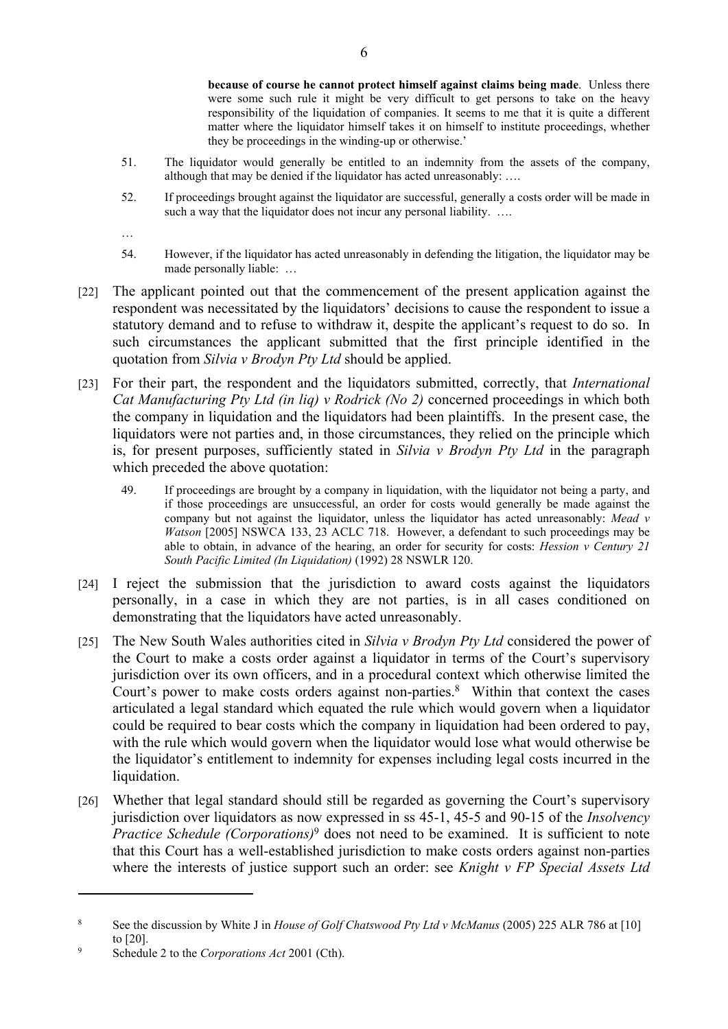**because of course he cannot protect himself against claims being made**. Unless there were some such rule it might be very difficult to get persons to take on the heavy responsibility of the liquidation of companies. It seems to me that it is quite a different matter where the liquidator himself takes it on himself to institute proceedings, whether they be proceedings in the winding-up or otherwise.'

> 51. The liquidator would generally be entitled to an indemnity from the assets of the company, although that may be denied if the liquidator has acted unreasonably: ….
>
> 52. If proceedings brought against the liquidator are successful, generally a costs order will be made in such a way that the liquidator does not incur any personal liability. ….
>
> …
>
> 54. However, if the liquidator has acted unreasonably in defending the litigation, the liquidator may be made personally liable: …

[22] The applicant pointed out that the commencement of the present application against the respondent was necessitated by the liquidators' decisions to cause the respondent to issue a statutory demand and to refuse to withdraw it, despite the applicant's request to do so. In such circumstances the applicant submitted that the first principle identified in the quotation from *Silvia v Brodyn Pty Ltd* should be applied.

[23] For their part, the respondent and the liquidators submitted, correctly, that *International Cat Manufacturing Pty Ltd (in liq) v Rodrick (No 2)* concerned proceedings in which both the company in liquidation and the liquidators had been plaintiffs. In the present case, the liquidators were not parties and, in those circumstances, they relied on the principle which is, for present purposes, sufficiently stated in *Silvia v Brodyn Pty Ltd* in the paragraph which preceded the above quotation:

> 49. If proceedings are brought by a company in liquidation, with the liquidator not being a party, and if those proceedings are unsuccessful, an order for costs would generally be made against the company but not against the liquidator, unless the liquidator has acted unreasonably: *Mead v Watson* [2005] NSWCA 133, 23 ACLC 718. However, a defendant to such proceedings may be able to obtain, in advance of the hearing, an order for security for costs: *Hession v Century 21 South Pacific Limited (In Liquidation)* (1992) 28 NSWLR 120.

[24] I reject the submission that the jurisdiction to award costs against the liquidators personally, in a case in which they are not parties, is in all cases conditioned on demonstrating that the liquidators have acted unreasonably.

[25] The New South Wales authorities cited in *Silvia v Brodyn Pty Ltd* considered the power of the Court to make a costs order against a liquidator in terms of the Court's supervisory jurisdiction over its own officers, and in a procedural context which otherwise limited the Court's power to make costs orders against non-parties.[8] Within that context the cases articulated a legal standard which equated the rule which would govern when a liquidator could be required to bear costs which the company in liquidation had been ordered to pay, with the rule which would govern when the liquidator would lose what would otherwise be the liquidator's entitlement to indemnity for expenses including legal costs incurred in the liquidation.

[26] Whether that legal standard should still be regarded as governing the Court's supervisory jurisdiction over liquidators as now expressed in ss 45-1, 45-5 and 90-15 of the *Insolvency Practice Schedule (Corporations)*[9] does not need to be examined. It is sufficient to note that this Court has a well-established jurisdiction to make costs orders against non-parties where the interests of justice support such an order: see *Knight v FP Special Assets Ltd*

---

[8] See the discussion by White J in *House of Golf Chatswood Pty Ltd v McManus* (2005) 225 ALR 786 at [10] to [20].

[9] Schedule 2 to the *Corporations Act* 2001 (Cth).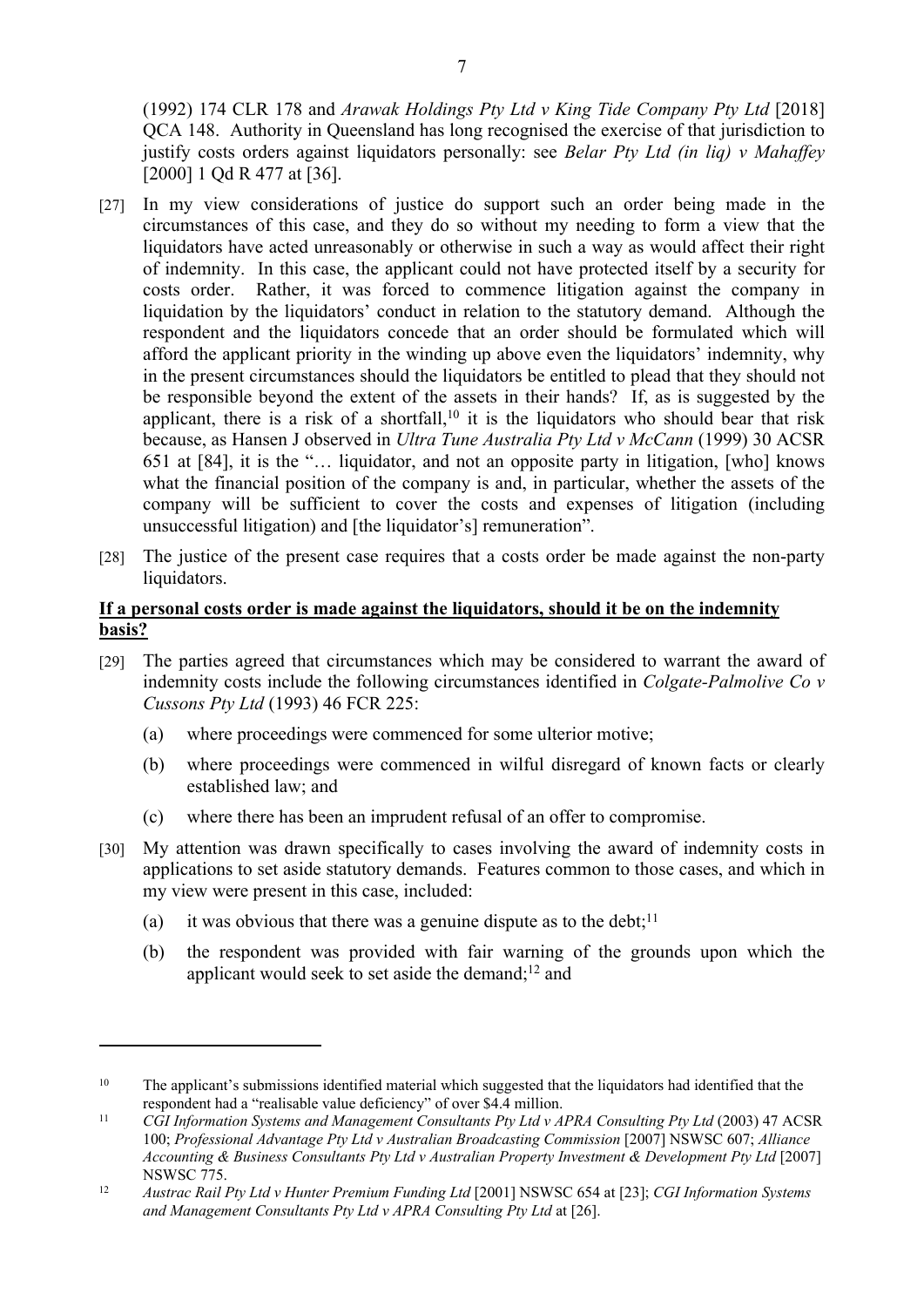(1992) 174 CLR 178 and *Arawak Holdings Pty Ltd v King Tide Company Pty Ltd* [2018] QCA 148. Authority in Queensland has long recognised the exercise of that jurisdiction to justify costs orders against liquidators personally: see *Belar Pty Ltd (in liq) v Mahaffey* [2000] 1 Qd R 477 at [36].

[27] In my view considerations of justice do support such an order being made in the circumstances of this case, and they do so without my needing to form a view that the liquidators have acted unreasonably or otherwise in such a way as would affect their right of indemnity. In this case, the applicant could not have protected itself by a security for costs order. Rather, it was forced to commence litigation against the company in liquidation by the liquidators' conduct in relation to the statutory demand. Although the respondent and the liquidators concede that an order should be formulated which will afford the applicant priority in the winding up above even the liquidators' indemnity, why in the present circumstances should the liquidators be entitled to plead that they should not be responsible beyond the extent of the assets in their hands? If, as is suggested by the applicant, there is a risk of a shortfall,[10] it is the liquidators who should bear that risk because, as Hansen J observed in *Ultra Tune Australia Pty Ltd v McCann* (1999) 30 ACSR 651 at [84], it is the "… liquidator, and not an opposite party in litigation, [who] knows what the financial position of the company is and, in particular, whether the assets of the company will be sufficient to cover the costs and expenses of litigation (including unsuccessful litigation) and [the liquidator's] remuneration".

[28] The justice of the present case requires that a costs order be made against the non-party liquidators.

**If a personal costs order is made against the liquidators, should it be on the indemnity basis?**

[29] The parties agreed that circumstances which may be considered to warrant the award of indemnity costs include the following circumstances identified in *Colgate-Palmolive Co v Cussons Pty Ltd* (1993) 46 FCR 225:

(a) where proceedings were commenced for some ulterior motive;

(b) where proceedings were commenced in wilful disregard of known facts or clearly established law; and

(c) where there has been an imprudent refusal of an offer to compromise.

[30] My attention was drawn specifically to cases involving the award of indemnity costs in applications to set aside statutory demands. Features common to those cases, and which in my view were present in this case, included:

(a) it was obvious that there was a genuine dispute as to the debt;[11]

(b) the respondent was provided with fair warning of the grounds upon which the applicant would seek to set aside the demand;[12] and

---

[10] The applicant's submissions identified material which suggested that the liquidators had identified that the respondent had a "realisable value deficiency" of over $4.4 million.

[11] *CGI Information Systems and Management Consultants Pty Ltd v APRA Consulting Pty Ltd* (2003) 47 ACSR 100; *Professional Advantage Pty Ltd v Australian Broadcasting Commission* [2007] NSWSC 607; *Alliance Accounting & Business Consultants Pty Ltd v Australian Property Investment & Development Pty Ltd* [2007] NSWSC 775.

[12] *Austrac Rail Pty Ltd v Hunter Premium Funding Ltd* [2001] NSWSC 654 at [23]; *CGI Information Systems and Management Consultants Pty Ltd v APRA Consulting Pty Ltd* at [26].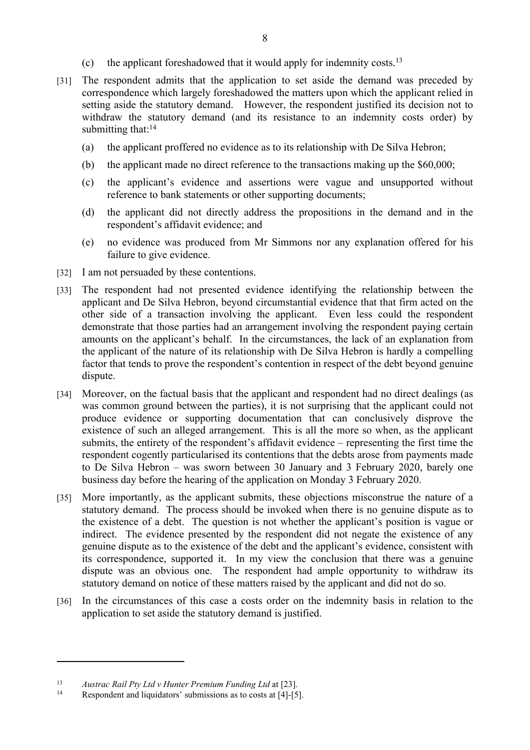(c) the applicant foreshadowed that it would apply for indemnity costs.[13]

[31] The respondent admits that the application to set aside the demand was preceded by correspondence which largely foreshadowed the matters upon which the applicant relied in setting aside the statutory demand. However, the respondent justified its decision not to withdraw the statutory demand (and its resistance to an indemnity costs order) by submitting that:[14]

(a) the applicant proffered no evidence as to its relationship with De Silva Hebron;

(b) the applicant made no direct reference to the transactions making up the $60,000;

(c) the applicant's evidence and assertions were vague and unsupported without reference to bank statements or other supporting documents;

(d) the applicant did not directly address the propositions in the demand and in the respondent's affidavit evidence; and

(e) no evidence was produced from Mr Simmons nor any explanation offered for his failure to give evidence.

[32] I am not persuaded by these contentions.

[33] The respondent had not presented evidence identifying the relationship between the applicant and De Silva Hebron, beyond circumstantial evidence that that firm acted on the other side of a transaction involving the applicant. Even less could the respondent demonstrate that those parties had an arrangement involving the respondent paying certain amounts on the applicant's behalf. In the circumstances, the lack of an explanation from the applicant of the nature of its relationship with De Silva Hebron is hardly a compelling factor that tends to prove the respondent's contention in respect of the debt beyond genuine dispute.

[34] Moreover, on the factual basis that the applicant and respondent had no direct dealings (as was common ground between the parties), it is not surprising that the applicant could not produce evidence or supporting documentation that can conclusively disprove the existence of such an alleged arrangement. This is all the more so when, as the applicant submits, the entirety of the respondent's affidavit evidence – representing the first time the respondent cogently particularised its contentions that the debts arose from payments made to De Silva Hebron – was sworn between 30 January and 3 February 2020, barely one business day before the hearing of the application on Monday 3 February 2020.

[35] More importantly, as the applicant submits, these objections misconstrue the nature of a statutory demand. The process should be invoked when there is no genuine dispute as to the existence of a debt. The question is not whether the applicant's position is vague or indirect. The evidence presented by the respondent did not negate the existence of any genuine dispute as to the existence of the debt and the applicant's evidence, consistent with its correspondence, supported it. In my view the conclusion that there was a genuine dispute was an obvious one. The respondent had ample opportunity to withdraw its statutory demand on notice of these matters raised by the applicant and did not do so.

[36] In the circumstances of this case a costs order on the indemnity basis in relation to the application to set aside the statutory demand is justified.

---

[13] *Austrac Rail Pty Ltd v Hunter Premium Funding Ltd* at [23].

[14] Respondent and liquidators' submissions as to costs at [4]-[5].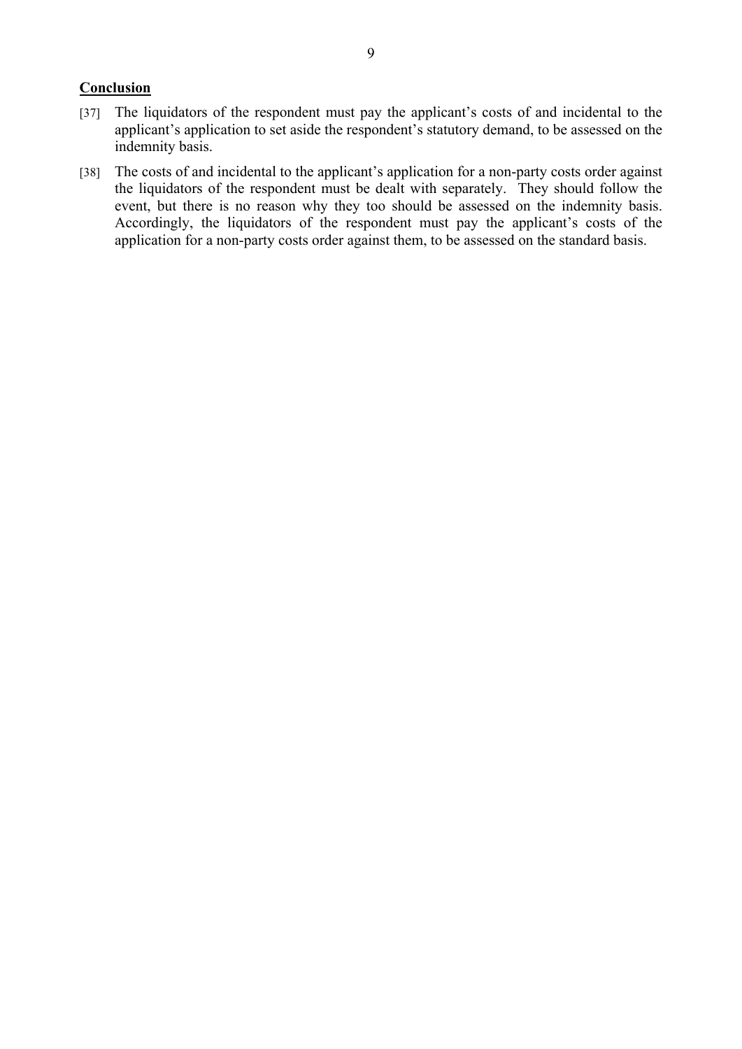**Conclusion**

[37] The liquidators of the respondent must pay the applicant's costs of and incidental to the applicant's application to set aside the respondent's statutory demand, to be assessed on the indemnity basis.

[38] The costs of and incidental to the applicant's application for a non-party costs order against the liquidators of the respondent must be dealt with separately. They should follow the event, but there is no reason why they too should be assessed on the indemnity basis. Accordingly, the liquidators of the respondent must pay the applicant's costs of the application for a non-party costs order against them, to be assessed on the standard basis.